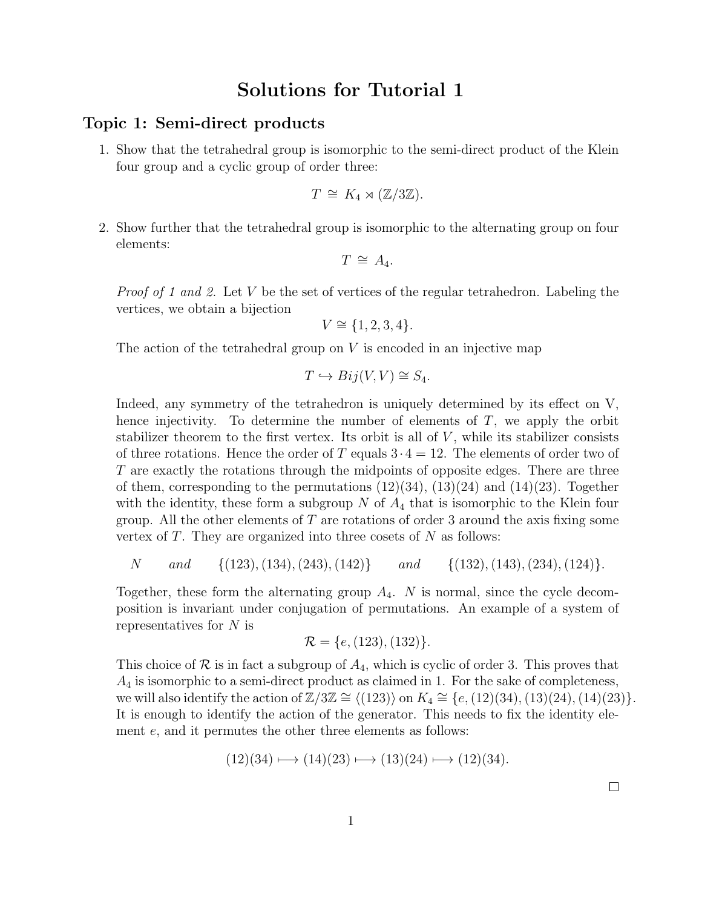# Solutions for Tutorial 1

## Topic 1: Semi-direct products

1. Show that the tetrahedral group is isomorphic to the semi-direct product of the Klein four group and a cyclic group of order three:

$$T \;\cong\; K_4 \rtimes (\mathbb{Z}/3\mathbb{Z}).$$

2. Show further that the tetrahedral group is isomorphic to the alternating group on four elements:

$$T \;\cong\; A_4.$$

*Proof of 1 and 2.* Let $V$ be the set of vertices of the regular tetrahedron. Labeling the vertices, we obtain a bijection

$$V \cong \{1, 2, 3, 4\}.$$

The action of the tetrahedral group on $V$ is encoded in an injective map

$$T \hookrightarrow Bij(V, V) \cong S_4.$$

Indeed, any symmetry of the tetrahedron is uniquely determined by its effect on V, hence injectivity. To determine the number of elements of $T$, we apply the orbit stabilizer theorem to the first vertex. Its orbit is all of $V$, while its stabilizer consists of three rotations. Hence the order of $T$ equals $3 \cdot 4 = 12$. The elements of order two of $T$ are exactly the rotations through the midpoints of opposite edges. There are three of them, corresponding to the permutations $(12)(34)$, $(13)(24)$ and $(14)(23)$. Together with the identity, these form a subgroup $N$ of $A_4$ that is isomorphic to the Klein four group. All the other elements of $T$ are rotations of order 3 around the axis fixing some vertex of $T$. They are organized into three cosets of $N$ as follows:

$$N \qquad \textit{and} \qquad \{(123), (134), (243), (142)\} \qquad \textit{and} \qquad \{(132), (143), (234), (124)\}.$$

Together, these form the alternating group $A_4$. $N$ is normal, since the cycle decomposition is invariant under conjugation of permutations. An example of a system of representatives for $N$ is

$$\mathcal{R} = \{e, (123), (132)\}.$$

This choice of $\mathcal{R}$ is in fact a subgroup of $A_4$, which is cyclic of order 3. This proves that $A_4$ is isomorphic to a semi-direct product as claimed in 1. For the sake of completeness, we will also identify the action of $\mathbb{Z}/3\mathbb{Z} \cong \langle (123) \rangle$ on $K_4 \cong \{e, (12)(34), (13)(24), (14)(23)\}$. It is enough to identify the action of the generator. This needs to fix the identity element $e$, and it permutes the other three elements as follows:

$$(12)(34) \longmapsto (14)(23) \longmapsto (13)(24) \longmapsto (12)(34).$$

□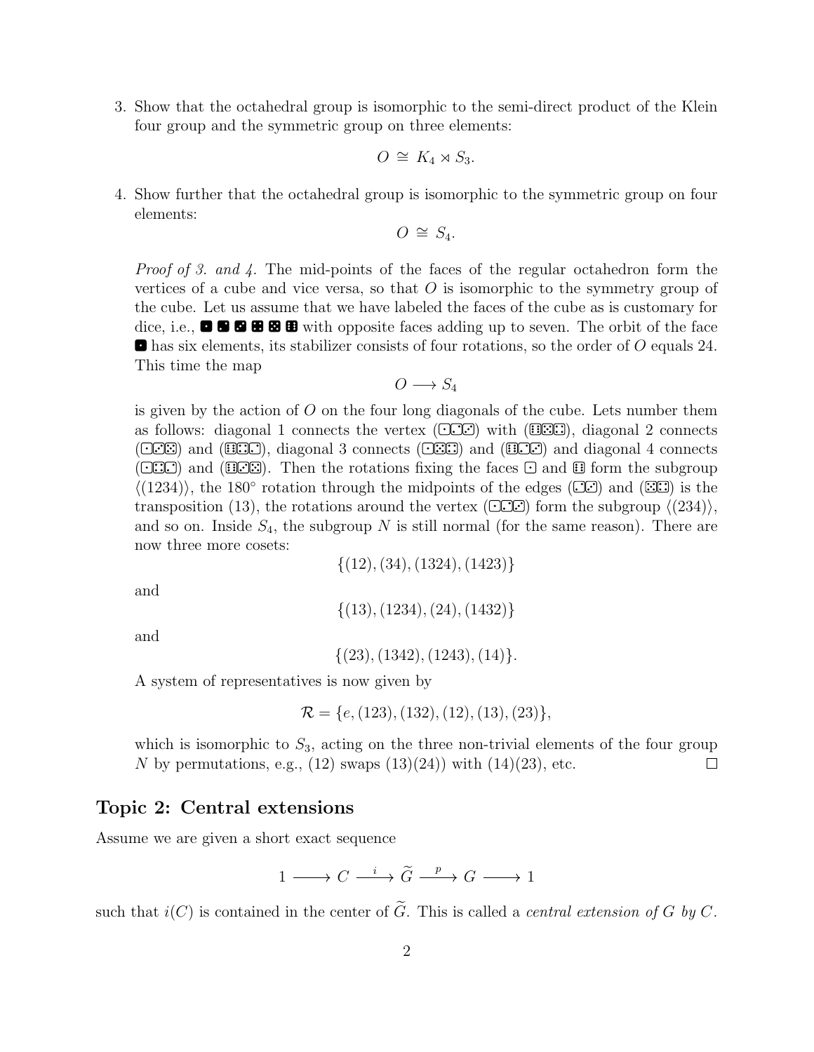3. Show that the octahedral group is isomorphic to the semi-direct product of the Klein four group and the symmetric group on three elements:

$$O \;\cong\; K_4 \rtimes S_3.$$

4. Show further that the octahedral group is isomorphic to the symmetric group on four elements:

$$O \;\cong\; S_4.$$

*Proof of 3. and 4.* The mid-points of the faces of the regular octahedron form the vertices of a cube and vice versa, so that $O$ is isomorphic to the symmetry group of the cube. Let us assume that we have labeled the faces of the cube as is customary for dice, i.e., ⚀ ⚁ ⚂ ⚃ ⚄ ⚅ with opposite faces adding up to seven. The orbit of the face ⚀ has six elements, its stabilizer consists of four rotations, so the order of $O$ equals 24. This time the map

$$O \longrightarrow S_4$$

is given by the action of $O$ on the four long diagonals of the cube. Lets number them as follows: diagonal 1 connects the vertex (⚀⚁⚂) with (⚅⚄⚃), diagonal 2 connects (⚀⚂⚄) and (⚅⚃⚁), diagonal 3 connects (⚀⚄⚃) and (⚅⚁⚂) and diagonal 4 connects (⚀⚃⚁) and (⚅⚂⚄). Then the rotations fixing the faces ⚀ and ⚅ form the subgroup $\langle(1234)\rangle$, the $180^\circ$ rotation through the midpoints of the edges (⚁⚂) and (⚄⚃) is the transposition $(13)$, the rotations around the vertex (⚀⚁⚂) form the subgroup $\langle(234)\rangle$, and so on. Inside $S_4$, the subgroup $N$ is still normal (for the same reason). There are now three more cosets:

$$\{(12), (34), (1324), (1423)\}$$

and

$$\{(13), (1234), (24), (1432)\}$$

and

$$\{(23), (1342), (1243), (14)\}.$$

A system of representatives is now given by

$$\mathcal{R} = \{e, (123), (132), (12), (13), (23)\},$$

which is isomorphic to $S_3$, acting on the three non-trivial elements of the four group $N$ by permutations, e.g., $(12)$ swaps $(13)(24))$ with $(14)(23)$, etc. ☐

## Topic 2: Central extensions

Assume we are given a short exact sequence

$$1 \longrightarrow C \xrightarrow{\;i\;} \widetilde{G} \xrightarrow{\;p\;} G \longrightarrow 1$$

such that $i(C)$ is contained in the center of $\widetilde{G}$. This is called a *central extension of $G$ by $C$*.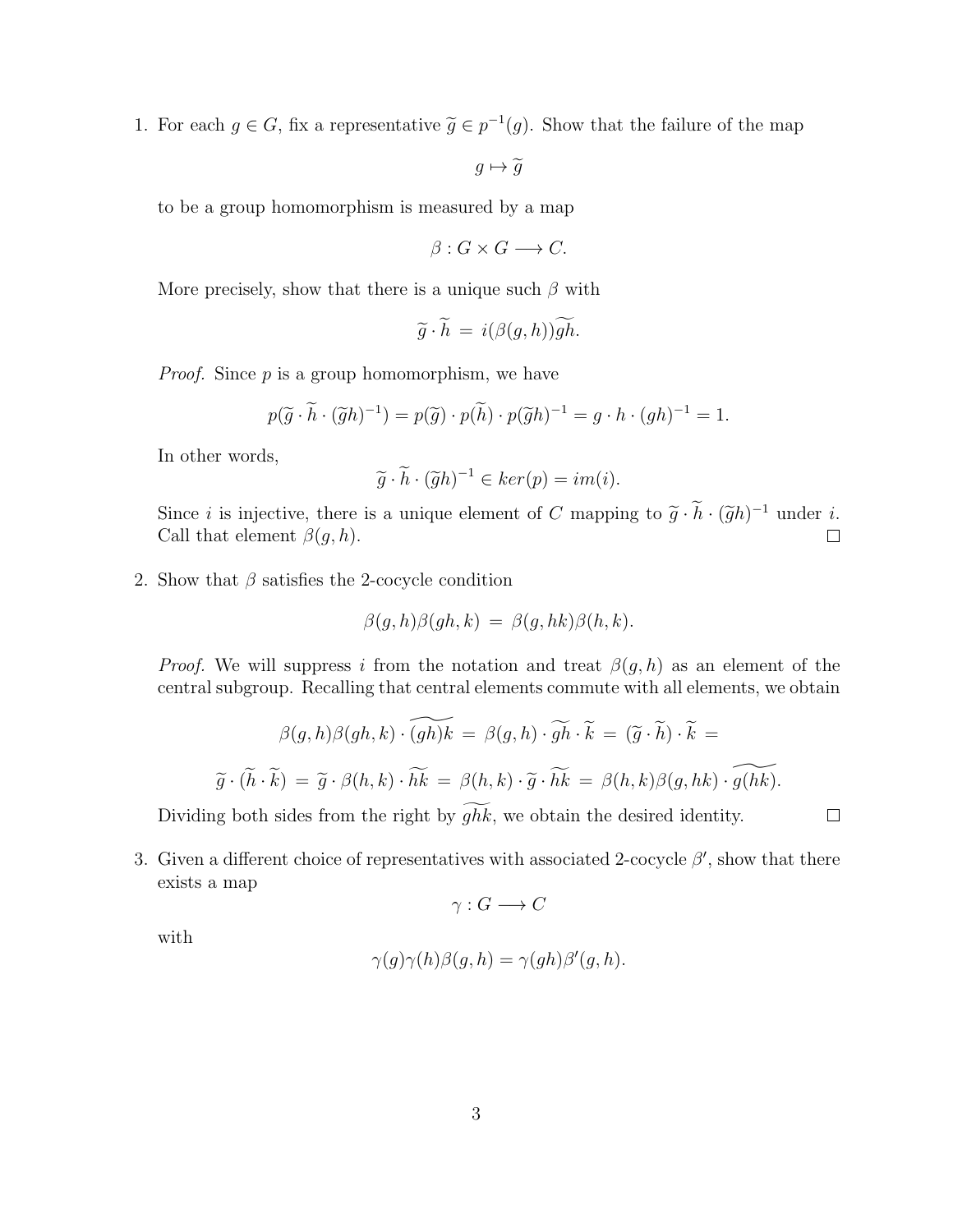1. For each $g \in G$, fix a representative $\widetilde{g} \in p^{-1}(g)$. Show that the failure of the map

   $$g \mapsto \widetilde{g}$$

   to be a group homomorphism is measured by a map

   $$\beta : G \times G \longrightarrow C.$$

   More precisely, show that there is a unique such $\beta$ with

   $$\widetilde{g} \cdot \widetilde{h} \;=\; i(\beta(g,h))\widetilde{gh}.$$

   *Proof.* Since $p$ is a group homomorphism, we have

   $$p(\widetilde{g} \cdot \widetilde{h} \cdot (\widetilde{g}h)^{-1}) = p(\widetilde{g}) \cdot p(\widetilde{h}) \cdot p(\widetilde{g}h)^{-1} = g \cdot h \cdot (gh)^{-1} = 1.$$

   In other words,

   $$\widetilde{g} \cdot \widetilde{h} \cdot (\widetilde{g}h)^{-1} \in ker(p) = im(i).$$

   Since $i$ is injective, there is a unique element of $C$ mapping to $\widetilde{g} \cdot \widetilde{h} \cdot (\widetilde{g}h)^{-1}$ under $i$. Call that element $\beta(g,h)$. ☐

2. Show that $\beta$ satisfies the 2-cocycle condition

   $$\beta(g,h)\beta(gh,k) \;=\; \beta(g,hk)\beta(h,k).$$

   *Proof.* We will suppress $i$ from the notation and treat $\beta(g,h)$ as an element of the central subgroup. Recalling that central elements commute with all elements, we obtain

   $$\beta(g,h)\beta(gh,k) \cdot \widetilde{(gh)k} \;=\; \beta(g,h) \cdot \widetilde{gh} \cdot \widetilde{k} \;=\; (\widetilde{g} \cdot \widetilde{h}) \cdot \widetilde{k} \;=$$

   $$\widetilde{g} \cdot (\widetilde{h} \cdot \widetilde{k}) \;=\; \widetilde{g} \cdot \beta(h,k) \cdot \widetilde{hk} \;=\; \beta(h,k) \cdot \widetilde{g} \cdot \widetilde{hk} \;=\; \beta(h,k)\beta(g,hk) \cdot \widetilde{g(hk)}.$$

   Dividing both sides from the right by $\widetilde{ghk}$, we obtain the desired identity. ☐

3. Given a different choice of representatives with associated 2-cocycle $\beta'$, show that there exists a map

   $$\gamma : G \longrightarrow C$$

   with

   $$\gamma(g)\gamma(h)\beta(g,h) = \gamma(gh)\beta'(g,h).$$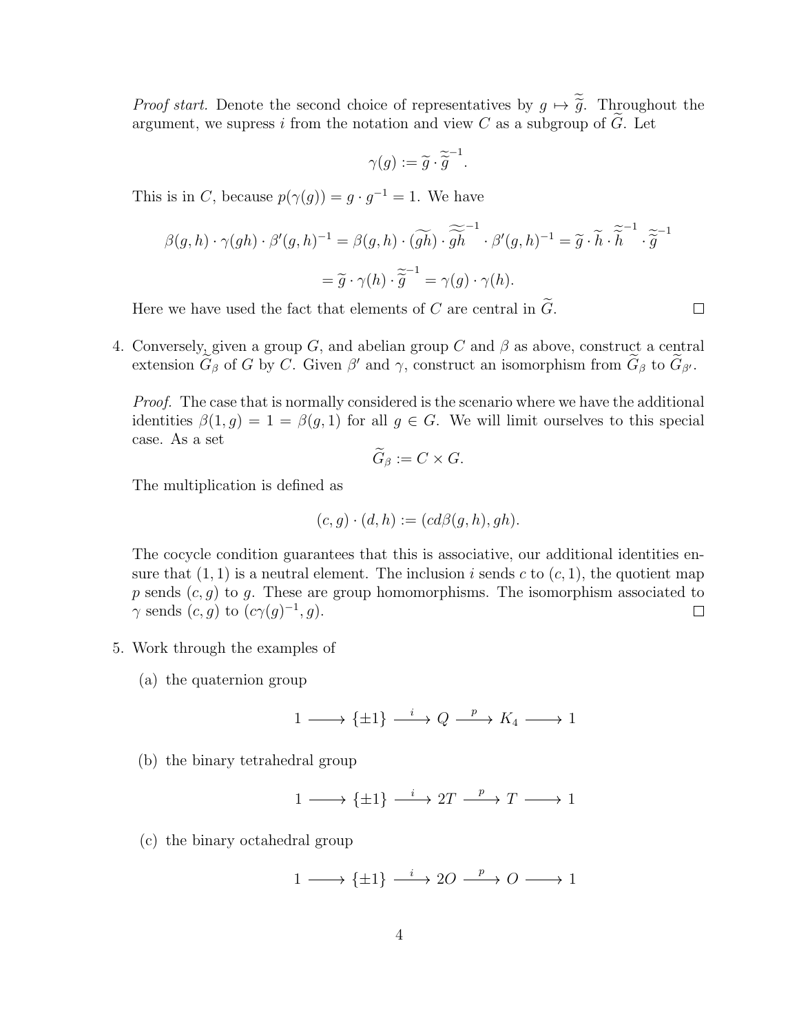*Proof start.* Denote the second choice of representatives by $g \mapsto \widetilde{\widetilde{g}}$. Throughout the argument, we supress $i$ from the notation and view $C$ as a subgroup of $\widetilde{G}$. Let

$$\gamma(g) := \widetilde{g} \cdot \widetilde{\widetilde{g}}^{-1}.$$

This is in $C$, because $p(\gamma(g)) = g \cdot g^{-1} = 1$. We have

$$\beta(g,h) \cdot \gamma(gh) \cdot \beta'(g,h)^{-1} = \beta(g,h) \cdot (\widetilde{gh}) \cdot \widetilde{\widetilde{gh}}^{-1} \cdot \beta'(g,h)^{-1} = \widetilde{g} \cdot \widetilde{h} \cdot \widetilde{\widetilde{h}}^{-1} \cdot \widetilde{\widetilde{g}}^{-1}$$

$$= \widetilde{g} \cdot \gamma(h) \cdot \widetilde{\widetilde{g}}^{-1} = \gamma(g) \cdot \gamma(h).$$

Here we have used the fact that elements of $C$ are central in $\widetilde{G}$. □

4. Conversely, given a group $G$, and abelian group $C$ and $\beta$ as above, construct a central extension $\widetilde{G}_\beta$ of $G$ by $C$. Given $\beta'$ and $\gamma$, construct an isomorphism from $\widetilde{G}_\beta$ to $\widetilde{G}_{\beta'}$.

   *Proof.* The case that is normally considered is the scenario where we have the additional identities $\beta(1,g) = 1 = \beta(g,1)$ for all $g \in G$. We will limit ourselves to this special case. As a set

   $$\widetilde{G}_\beta := C \times G.$$

   The multiplication is defined as

   $$(c,g) \cdot (d,h) := (cd\beta(g,h), gh).$$

   The cocycle condition guarantees that this is associative, our additional identities ensure that $(1,1)$ is a neutral element. The inclusion $i$ sends $c$ to $(c,1)$, the quotient map $p$ sends $(c,g)$ to $g$. These are group homomorphisms. The isomorphism associated to $\gamma$ sends $(c,g)$ to $(c\gamma(g)^{-1}, g)$. □

5. Work through the examples of

   (a) the quaternion group

   $$1 \longrightarrow \{\pm 1\} \xrightarrow{\ i\ } Q \xrightarrow{\ p\ } K_4 \longrightarrow 1$$

   (b) the binary tetrahedral group

   $$1 \longrightarrow \{\pm 1\} \xrightarrow{\ i\ } 2T \xrightarrow{\ p\ } T \longrightarrow 1$$

   (c) the binary octahedral group

   $$1 \longrightarrow \{\pm 1\} \xrightarrow{\ i\ } 2O \xrightarrow{\ p\ } O \longrightarrow 1$$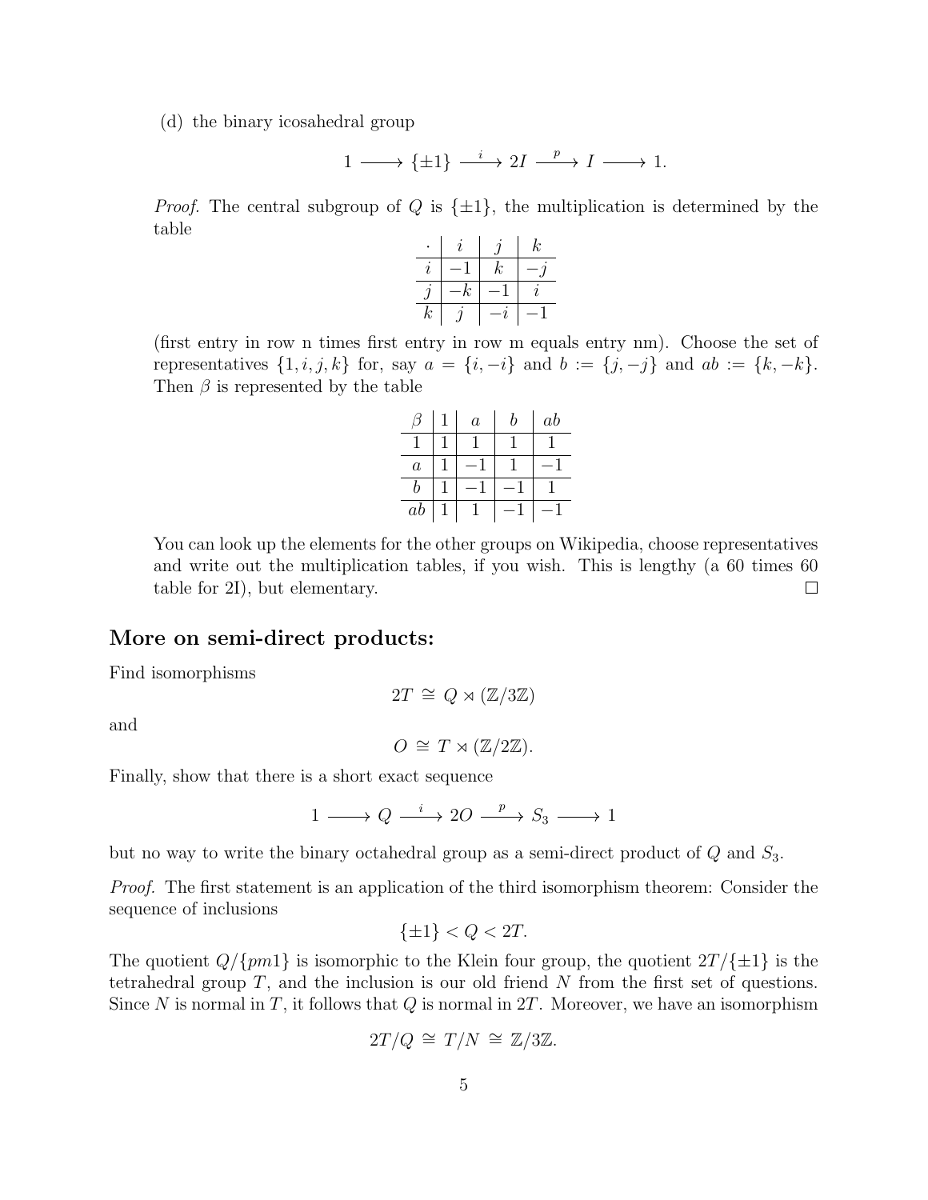(d) the binary icosahedral group

$$1 \longrightarrow \{\pm 1\} \xrightarrow{\ i\ } 2I \xrightarrow{\ p\ } I \longrightarrow 1.$$

*Proof.* The central subgroup of $Q$ is $\{\pm 1\}$, the multiplication is determined by the table

| $\cdot$ | $i$ | $j$ | $k$ |
|---|---|---|---|
| $i$ | $-1$ | $k$ | $-j$ |
| $j$ | $-k$ | $-1$ | $i$ |
| $k$ | $j$ | $-i$ | $-1$ |

(first entry in row n times first entry in row m equals entry nm). Choose the set of representatives $\{1, i, j, k\}$ for, say $a = \{i, -i\}$ and $b := \{j, -j\}$ and $ab := \{k, -k\}$. Then $\beta$ is represented by the table

| $\beta$ | $1$ | $a$ | $b$ | $ab$ |
|---|---|---|---|---|
| $1$ | $1$ | $1$ | $1$ | $1$ |
| $a$ | $1$ | $-1$ | $1$ | $-1$ |
| $b$ | $1$ | $-1$ | $-1$ | $1$ |
| $ab$ | $1$ | $1$ | $-1$ | $-1$ |

You can look up the elements for the other groups on Wikipedia, choose representatives and write out the multiplication tables, if you wish. This is lengthy (a 60 times 60 table for 2I), but elementary. □

## More on semi-direct products:

Find isomorphisms

$$2T \cong Q \rtimes (\mathbb{Z}/3\mathbb{Z})$$

and

$$O \cong T \rtimes (\mathbb{Z}/2\mathbb{Z}).$$

Finally, show that there is a short exact sequence

$$1 \longrightarrow Q \xrightarrow{\ i\ } 2O \xrightarrow{\ p\ } S_3 \longrightarrow 1$$

but no way to write the binary octahedral group as a semi-direct product of $Q$ and $S_3$.

*Proof.* The first statement is an application of the third isomorphism theorem: Consider the sequence of inclusions

$$\{\pm 1\} < Q < 2T.$$

The quotient $Q/\{pm1\}$ is isomorphic to the Klein four group, the quotient $2T/\{\pm 1\}$ is the tetrahedral group $T$, and the inclusion is our old friend $N$ from the first set of questions. Since $N$ is normal in $T$, it follows that $Q$ is normal in $2T$. Moreover, we have an isomorphism

$$2T/Q \cong T/N \cong \mathbb{Z}/3\mathbb{Z}.$$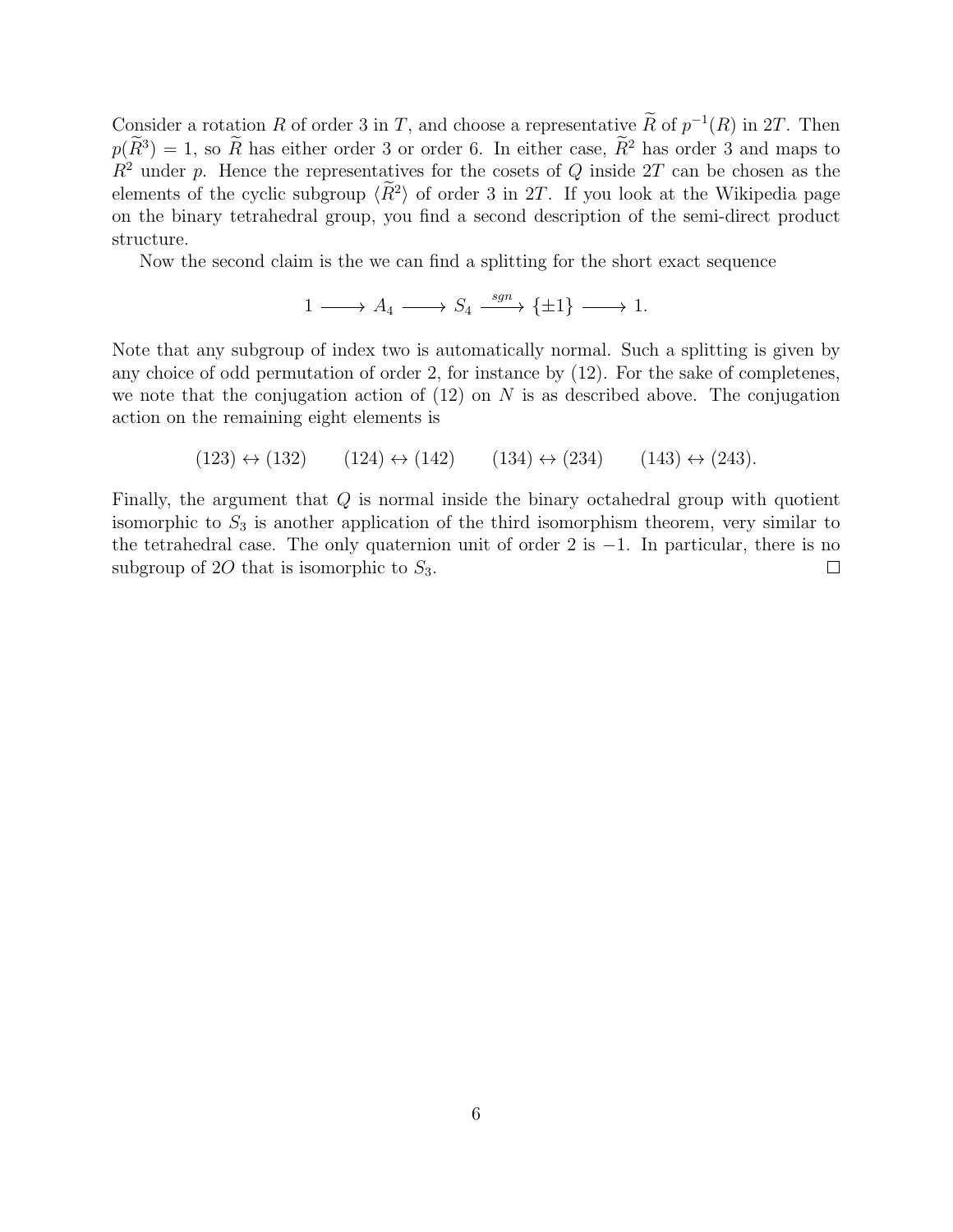Consider a rotation $R$ of order 3 in $T$, and choose a representative $\widetilde{R}$ of $p^{-1}(R)$ in $2T$. Then $p(\widetilde{R}^3) = 1$, so $\widetilde{R}$ has either order 3 or order 6. In either case, $\widetilde{R}^2$ has order 3 and maps to $R^2$ under $p$. Hence the representatives for the cosets of $Q$ inside $2T$ can be chosen as the elements of the cyclic subgroup $\langle \widetilde{R}^2 \rangle$ of order 3 in $2T$. If you look at the Wikipedia page on the binary tetrahedral group, you find a second description of the semi-direct product structure.

Now the second claim is the we can find a splitting for the short exact sequence

$$1 \longrightarrow A_4 \longrightarrow S_4 \xrightarrow{sgn} \{\pm 1\} \longrightarrow 1.$$

Note that any subgroup of index two is automatically normal. Such a splitting is given by any choice of odd permutation of order 2, for instance by (12). For the sake of completenes, we note that the conjugation action of (12) on $N$ is as described above. The conjugation action on the remaining eight elements is

$$(123) \leftrightarrow (132) \qquad (124) \leftrightarrow (142) \qquad (134) \leftrightarrow (234) \qquad (143) \leftrightarrow (243).$$

Finally, the argument that $Q$ is normal inside the binary octahedral group with quotient isomorphic to $S_3$ is another application of the third isomorphism theorem, very similar to the tetrahedral case. The only quaternion unit of order 2 is $-1$. In particular, there is no subgroup of $2O$ that is isomorphic to $S_3$. $\square$